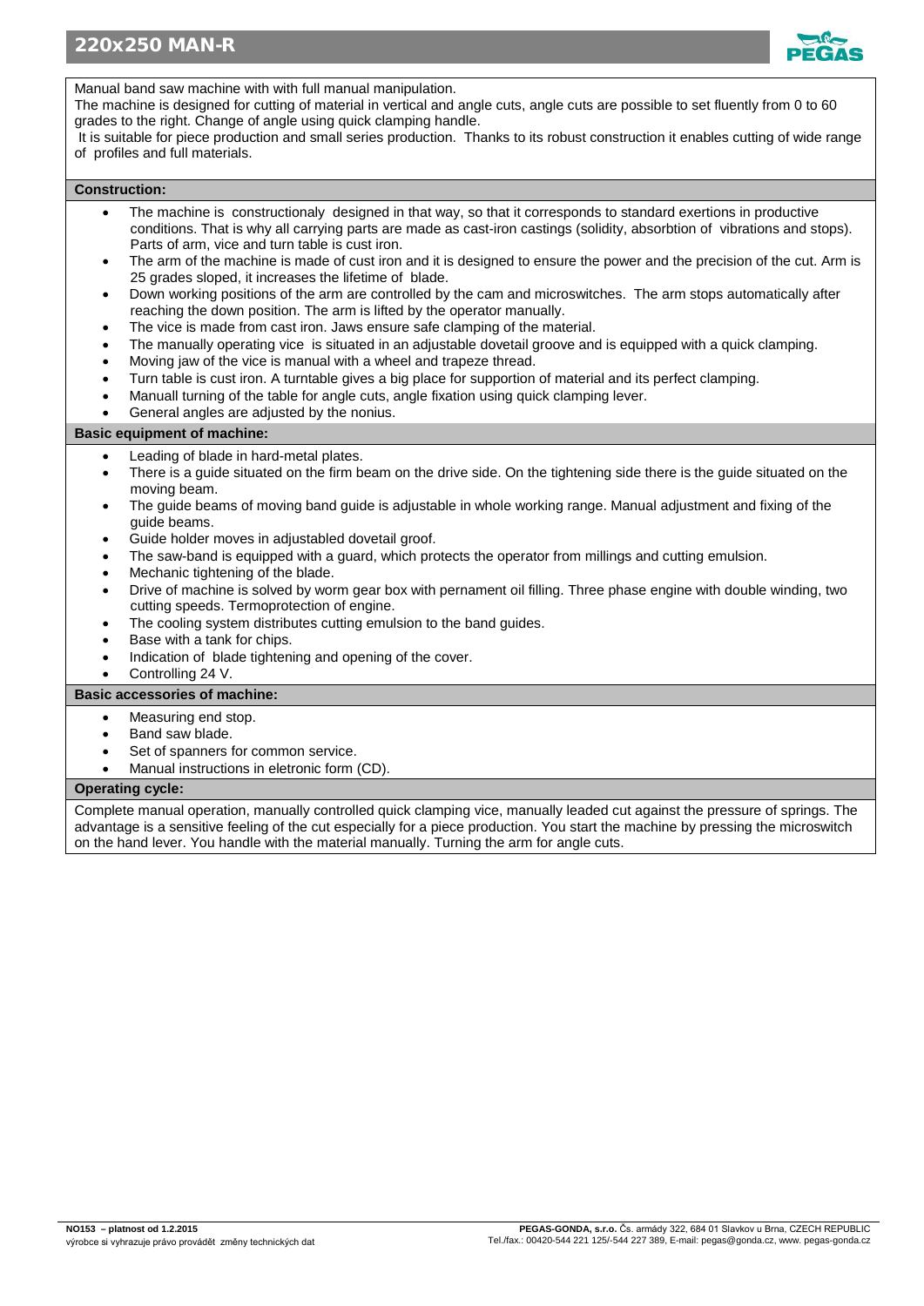# 220x250 MAN-R

Manual band saw machine with with full manual manipulation.
The machine is designed for cutting of material in vertical and angle cuts, angle cuts are possible to set fluently from 0 to 60 grades to the right. Change of angle using quick clamping handle.
It is suitable for piece production and small series production. Thanks to its robust construction it enables cutting of wide range of profiles and full materials.

## Construction:

- The machine is constructionaly designed in that way, so that it corresponds to standard exertions in productive conditions. That is why all carrying parts are made as cast-iron castings (solidity, absorbtion of vibrations and stops). Parts of arm, vice and turn table is cust iron.
- The arm of the machine is made of cust iron and it is designed to ensure the power and the precision of the cut. Arm is 25 grades sloped, it increases the lifetime of blade.
- Down working positions of the arm are controlled by the cam and microswitches. The arm stops automatically after reaching the down position. The arm is lifted by the operator manually.
- The vice is made from cast iron. Jaws ensure safe clamping of the material.
- The manually operating vice is situated in an adjustable dovetail groove and is equipped with a quick clamping.
- Moving jaw of the vice is manual with a wheel and trapeze thread.
- Turn table is cust iron. A turntable gives a big place for supportion of material and its perfect clamping.
- Manuall turning of the table for angle cuts, angle fixation using quick clamping lever.
- General angles are adjusted by the nonius.

## Basic equipment of machine:

- Leading of blade in hard-metal plates.
- There is a guide situated on the firm beam on the drive side. On the tightening side there is the guide situated on the moving beam.
- The guide beams of moving band guide is adjustable in whole working range. Manual adjustment and fixing of the guide beams.
- Guide holder moves in adjustabled dovetail groof.
- The saw-band is equipped with a guard, which protects the operator from millings and cutting emulsion.
- Mechanic tightening of the blade.
- Drive of machine is solved by worm gear box with pernament oil filling. Three phase engine with double winding, two cutting speeds. Termoprotection of engine.
- The cooling system distributes cutting emulsion to the band guides.
- Base with a tank for chips.
- Indication of blade tightening and opening of the cover.
- Controlling 24 V.

## Basic accessories of machine:

- Measuring end stop.
- Band saw blade.
- Set of spanners for common service.
- Manual instructions in eletronic form (CD).

## Operating cycle:

Complete manual operation, manually controlled quick clamping vice, manually leaded cut against the pressure of springs. The advantage is a sensitive feeling of the cut especially for a piece production. You start the machine by pressing the microswitch on the hand lever. You handle with the material manually. Turning the arm for angle cuts.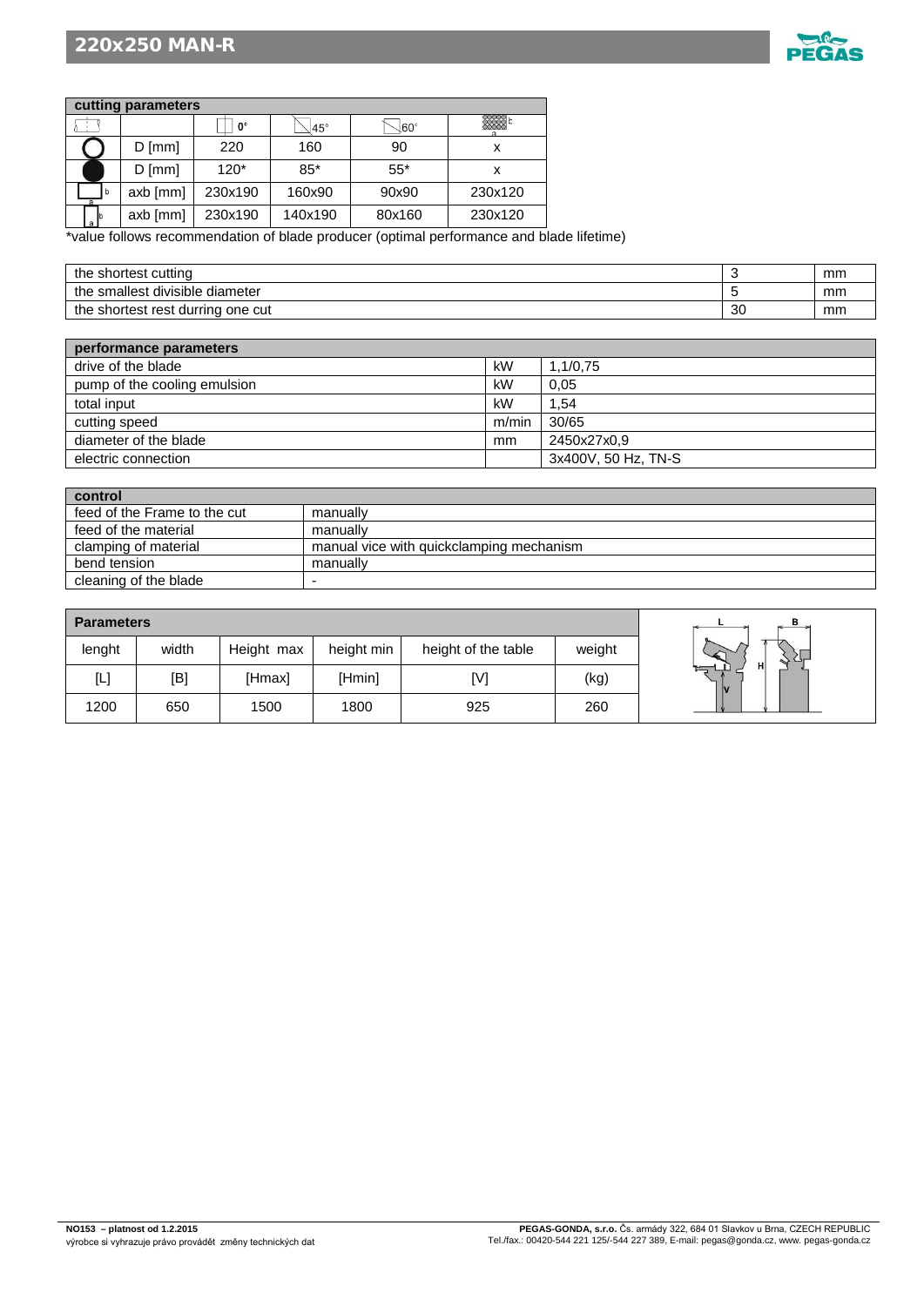# 220x250 MAN-R

| cutting parameters | | 0° | 45° | 60° | |
|---|---|---|---|---|---|
| | | 0° | 45° | 60° | |
| | D [mm] | 220 | 160 | 90 | x |
| | D [mm] | 120* | 85* | 55* | x |
| | axb [mm] | 230x190 | 160x90 | 90x90 | 230x120 |
| | axb [mm] | 230x190 | 140x190 | 80x160 | 230x120 |

*value follows recommendation of blade producer (optimal performance and blade lifetime)

| | | |
|---|---|---|
| the shortest cutting | 3 | mm |
| the smallest divisible diameter | 5 | mm |
| the shortest rest durring one cut | 30 | mm |

| performance parameters | | |
|---|---|---|
| drive of the blade | kW | 1,1/0,75 |
| pump of the cooling emulsion | kW | 0,05 |
| total input | kW | 1,54 |
| cutting speed | m/min | 30/65 |
| diameter of the blade | mm | 2450x27x0,9 |
| electric connection | | 3x400V, 50 Hz, TN-S |

| control | |
|---|---|
| feed of the Frame to the cut | manually |
| feed of the material | manually |
| clamping of material | manual vice with quickclamping mechanism |
| bend tension | manually |
| cleaning of the blade | - |

| Parameters | | | | | |
|---|---|---|---|---|---|
| lenght | width | Height max | height min | height of the table | weight |
| [L] | [B] | [Hmax] | [Hmin] | [V] | (kg) |
| 1200 | 650 | 1500 | 1800 | 925 | 260 |

L
B
H
V